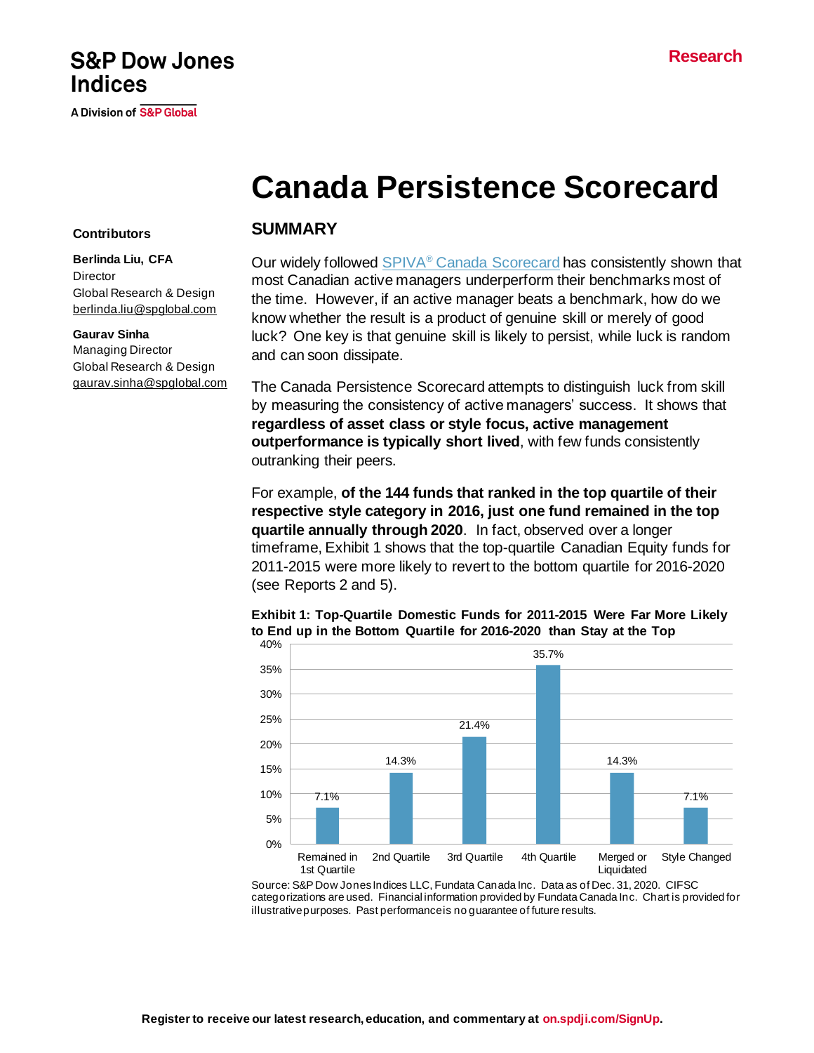S&P Dow Jones Indices

A Division of S&P Global

Research

# Canada Persistence Scorecard

**Contributors**

**Berlinda Liu, CFA**
Director
Global Research & Design
berlinda.liu@spglobal.com

**Gaurav Sinha**
Managing Director
Global Research & Design
gaurav.sinha@spglobal.com

## SUMMARY

Our widely followed SPIVA® Canada Scorecard has consistently shown that most Canadian active managers underperform their benchmarks most of the time. However, if an active manager beats a benchmark, how do we know whether the result is a product of genuine skill or merely of good luck? One key is that genuine skill is likely to persist, while luck is random and can soon dissipate.

The Canada Persistence Scorecard attempts to distinguish luck from skill by measuring the consistency of active managers' success. It shows that **regardless of asset class or style focus, active management outperformance is typically short lived**, with few funds consistently outranking their peers.

For example, **of the 144 funds that ranked in the top quartile of their respective style category in 2016, just one fund remained in the top quartile annually through 2020**. In fact, observed over a longer timeframe, Exhibit 1 shows that the top-quartile Canadian Equity funds for 2011-2015 were more likely to revert to the bottom quartile for 2016-2020 (see Reports 2 and 5).

**Exhibit 1: Top-Quartile Domestic Funds for 2011-2015 Were Far More Likely to End up in the Bottom Quartile for 2016-2020 than Stay at the Top**

| Category | Percentage |
|---|---|
| Remained in 1st Quartile | 7.1% |
| 2nd Quartile | 14.3% |
| 3rd Quartile | 21.4% |
| 4th Quartile | 35.7% |
| Merged or Liquidated | 14.3% |
| Style Changed | 7.1% |

Source: S&P Dow Jones Indices LLC, Fundata Canada Inc. Data as of Dec. 31, 2020. CIFSC categorizations are used. Financial information provided by Fundata Canada Inc. Chart is provided for illustrative purposes. Past performance is no guarantee of future results.

Register to receive our latest research, education, and commentary at on.spdji.com/SignUp.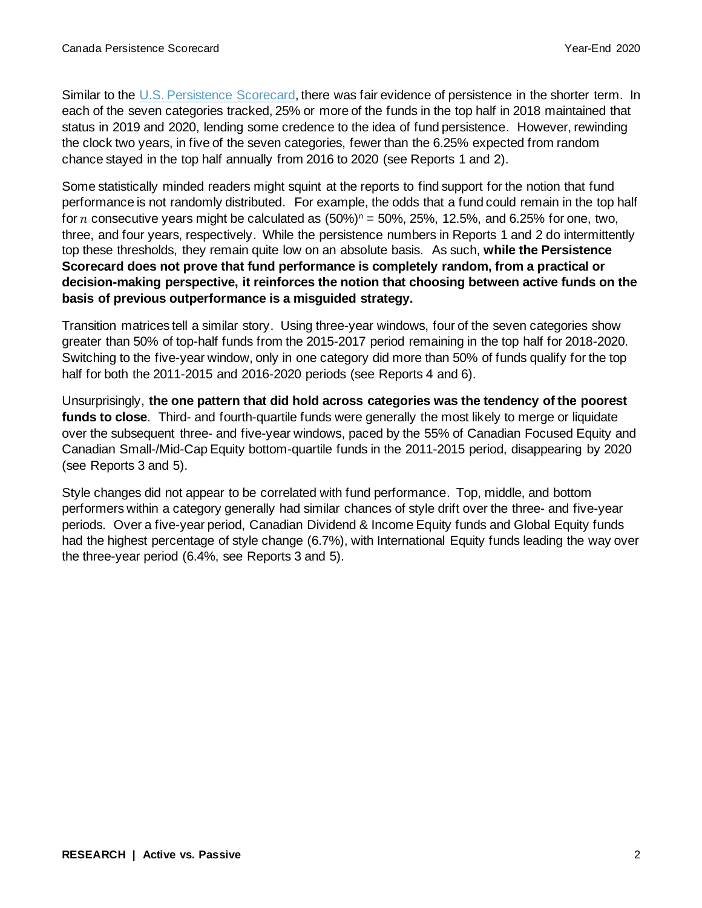Similar to the [U.S. Persistence Scorecard](), there was fair evidence of persistence in the shorter term. In each of the seven categories tracked, 25% or more of the funds in the top half in 2018 maintained that status in 2019 and 2020, lending some credence to the idea of fund persistence. However, rewinding the clock two years, in five of the seven categories, fewer than the 6.25% expected from random chance stayed in the top half annually from 2016 to 2020 (see Reports 1 and 2).

Some statistically minded readers might squint at the reports to find support for the notion that fund performance is not randomly distributed. For example, the odds that a fund could remain in the top half for $n$ consecutive years might be calculated as $(50\%)^n$ = 50%, 25%, 12.5%, and 6.25% for one, two, three, and four years, respectively. While the persistence numbers in Reports 1 and 2 do intermittently top these thresholds, they remain quite low on an absolute basis. As such, **while the Persistence Scorecard does not prove that fund performance is completely random, from a practical or decision-making perspective, it reinforces the notion that choosing between active funds on the basis of previous outperformance is a misguided strategy.**

Transition matrices tell a similar story. Using three-year windows, four of the seven categories show greater than 50% of top-half funds from the 2015-2017 period remaining in the top half for 2018-2020. Switching to the five-year window, only in one category did more than 50% of funds qualify for the top half for both the 2011-2015 and 2016-2020 periods (see Reports 4 and 6).

Unsurprisingly, **the one pattern that did hold across categories was the tendency of the poorest funds to close**. Third- and fourth-quartile funds were generally the most likely to merge or liquidate over the subsequent three- and five-year windows, paced by the 55% of Canadian Focused Equity and Canadian Small-/Mid-Cap Equity bottom-quartile funds in the 2011-2015 period, disappearing by 2020 (see Reports 3 and 5).

Style changes did not appear to be correlated with fund performance. Top, middle, and bottom performers within a category generally had similar chances of style drift over the three- and five-year periods. Over a five-year period, Canadian Dividend & Income Equity funds and Global Equity funds had the highest percentage of style change (6.7%), with International Equity funds leading the way over the three-year period (6.4%, see Reports 3 and 5).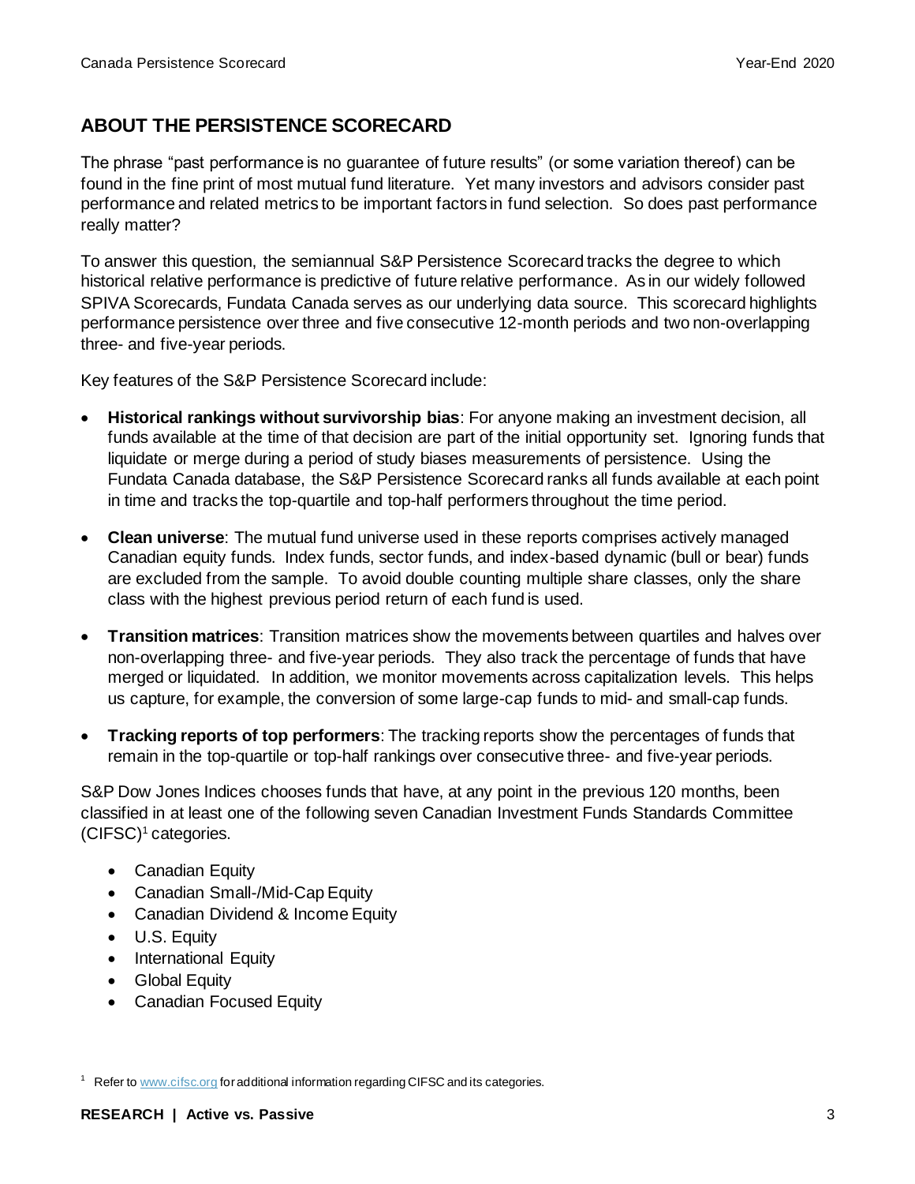## ABOUT THE PERSISTENCE SCORECARD

The phrase "past performance is no guarantee of future results" (or some variation thereof) can be found in the fine print of most mutual fund literature. Yet many investors and advisors consider past performance and related metrics to be important factors in fund selection. So does past performance really matter?

To answer this question, the semiannual S&P Persistence Scorecard tracks the degree to which historical relative performance is predictive of future relative performance. As in our widely followed SPIVA Scorecards, Fundata Canada serves as our underlying data source. This scorecard highlights performance persistence over three and five consecutive 12-month periods and two non-overlapping three- and five-year periods.

Key features of the S&P Persistence Scorecard include:

- **Historical rankings without survivorship bias**: For anyone making an investment decision, all funds available at the time of that decision are part of the initial opportunity set. Ignoring funds that liquidate or merge during a period of study biases measurements of persistence. Using the Fundata Canada database, the S&P Persistence Scorecard ranks all funds available at each point in time and tracks the top-quartile and top-half performers throughout the time period.
- **Clean universe**: The mutual fund universe used in these reports comprises actively managed Canadian equity funds. Index funds, sector funds, and index-based dynamic (bull or bear) funds are excluded from the sample. To avoid double counting multiple share classes, only the share class with the highest previous period return of each fund is used.
- **Transition matrices**: Transition matrices show the movements between quartiles and halves over non-overlapping three- and five-year periods. They also track the percentage of funds that have merged or liquidated. In addition, we monitor movements across capitalization levels. This helps us capture, for example, the conversion of some large-cap funds to mid- and small-cap funds.
- **Tracking reports of top performers**: The tracking reports show the percentages of funds that remain in the top-quartile or top-half rankings over consecutive three- and five-year periods.

S&P Dow Jones Indices chooses funds that have, at any point in the previous 120 months, been classified in at least one of the following seven Canadian Investment Funds Standards Committee (CIFSC)[1] categories.

- Canadian Equity
- Canadian Small-/Mid-Cap Equity
- Canadian Dividend & Income Equity
- U.S. Equity
- International Equity
- Global Equity
- Canadian Focused Equity

[1] Refer to www.cifsc.org for additional information regarding CIFSC and its categories.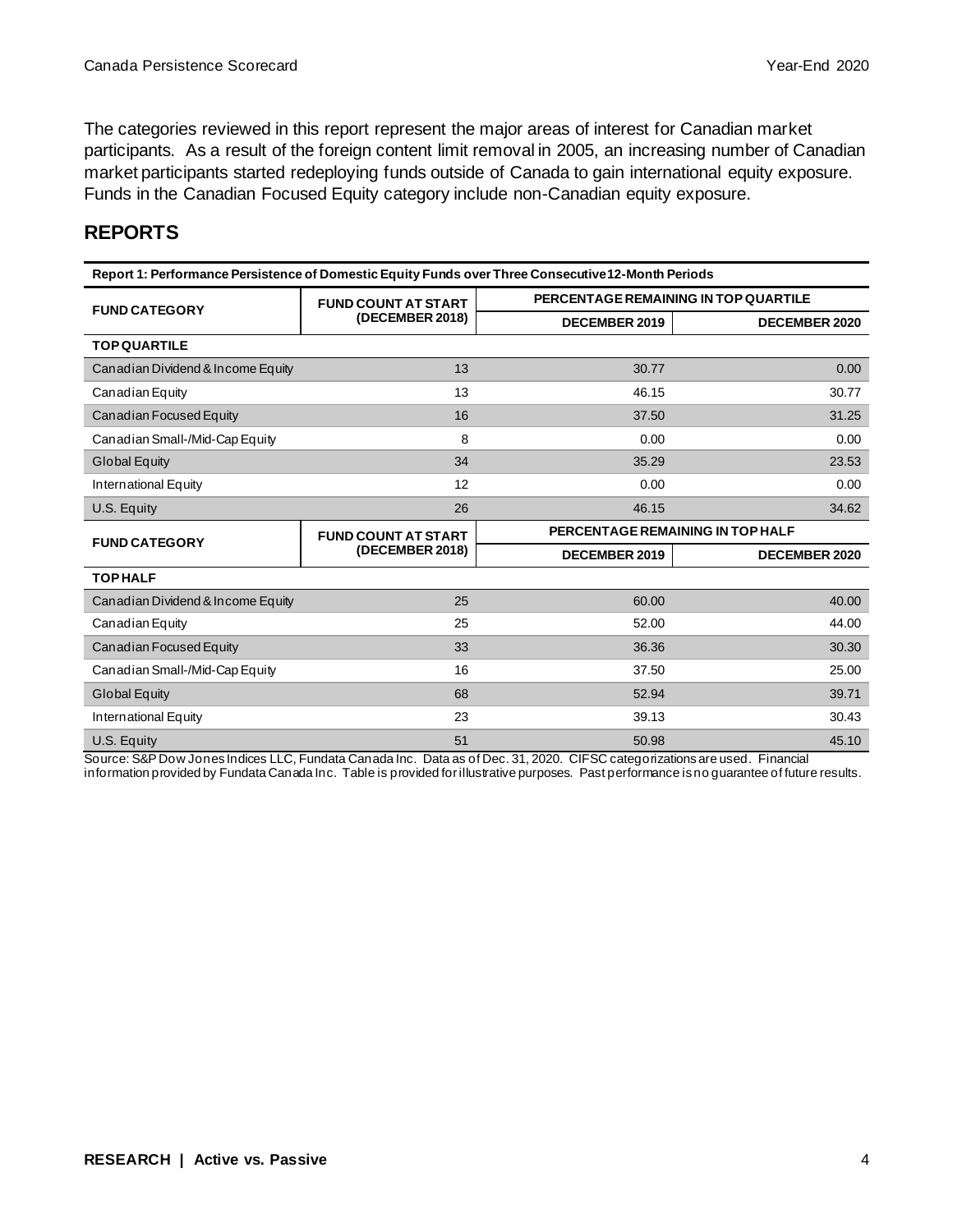The categories reviewed in this report represent the major areas of interest for Canadian market participants. As a result of the foreign content limit removal in 2005, an increasing number of Canadian market participants started redeploying funds outside of Canada to gain international equity exposure. Funds in the Canadian Focused Equity category include non-Canadian equity exposure.

## REPORTS

**Report 1: Performance Persistence of Domestic Equity Funds over Three Consecutive 12-Month Periods**

| FUND CATEGORY | FUND COUNT AT START (DECEMBER 2018) | PERCENTAGE REMAINING IN TOP QUARTILE | |
|---|---|---|---|
| | | DECEMBER 2019 | DECEMBER 2020 |
| **TOP QUARTILE** | | | |
| Canadian Dividend & Income Equity | 13 | 30.77 | 0.00 |
| Canadian Equity | 13 | 46.15 | 30.77 |
| Canadian Focused Equity | 16 | 37.50 | 31.25 |
| Canadian Small-/Mid-Cap Equity | 8 | 0.00 | 0.00 |
| Global Equity | 34 | 35.29 | 23.53 |
| International Equity | 12 | 0.00 | 0.00 |
| U.S. Equity | 26 | 46.15 | 34.62 |
| **FUND CATEGORY** | **FUND COUNT AT START (DECEMBER 2018)** | **PERCENTAGE REMAINING IN TOP HALF** | |
| | | **DECEMBER 2019** | **DECEMBER 2020** |
| **TOP HALF** | | | |
| Canadian Dividend & Income Equity | 25 | 60.00 | 40.00 |
| Canadian Equity | 25 | 52.00 | 44.00 |
| Canadian Focused Equity | 33 | 36.36 | 30.30 |
| Canadian Small-/Mid-Cap Equity | 16 | 37.50 | 25.00 |
| Global Equity | 68 | 52.94 | 39.71 |
| International Equity | 23 | 39.13 | 30.43 |
| U.S. Equity | 51 | 50.98 | 45.10 |

Source: S&P Dow Jones Indices LLC, Fundata Canada Inc. Data as of Dec. 31, 2020. CIFSC categorizations are used. Financial information provided by Fundata Canada Inc. Table is provided for illustrative purposes. Past performance is no guarantee of future results.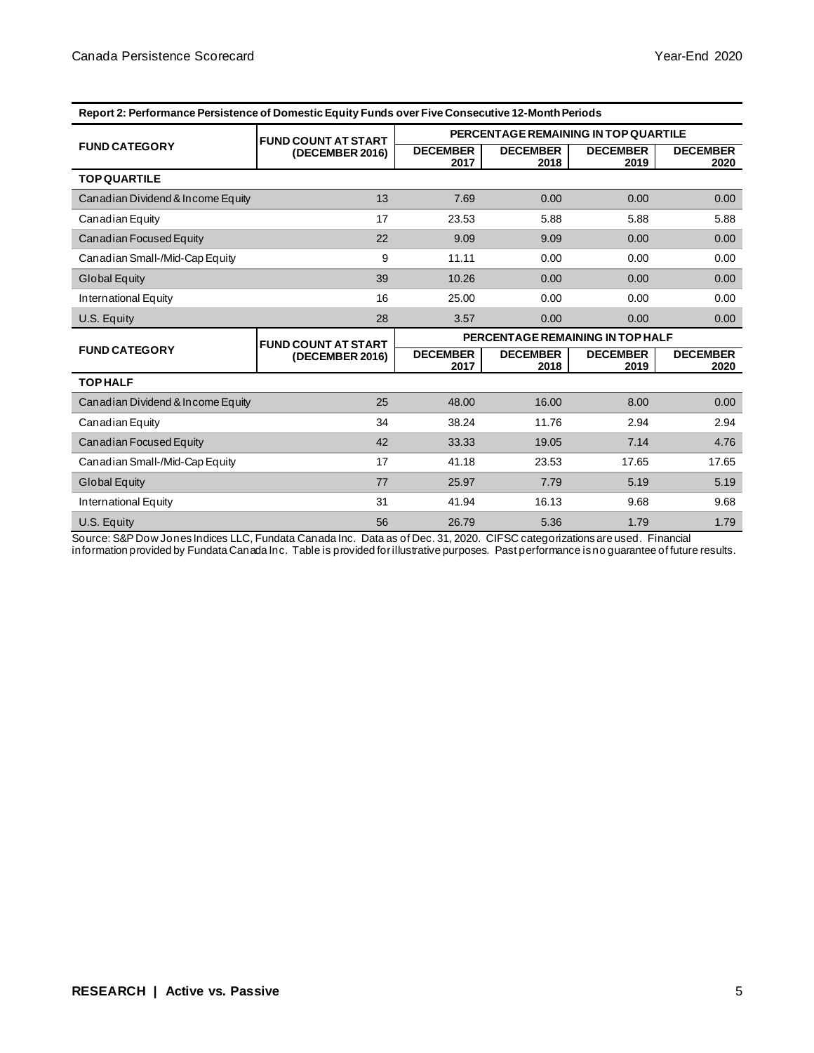**Report 2: Performance Persistence of Domestic Equity Funds over Five Consecutive 12-Month Periods**

| FUND CATEGORY | FUND COUNT AT START (DECEMBER 2016) | PERCENTAGE REMAINING IN TOP QUARTILE | | | |
|---|---|---|---|---|---|
| | | DECEMBER 2017 | DECEMBER 2018 | DECEMBER 2019 | DECEMBER 2020 |
| **TOP QUARTILE** | | | | | |
| Canadian Dividend & Income Equity | 13 | 7.69 | 0.00 | 0.00 | 0.00 |
| Canadian Equity | 17 | 23.53 | 5.88 | 5.88 | 5.88 |
| Canadian Focused Equity | 22 | 9.09 | 9.09 | 0.00 | 0.00 |
| Canadian Small-/Mid-Cap Equity | 9 | 11.11 | 0.00 | 0.00 | 0.00 |
| Global Equity | 39 | 10.26 | 0.00 | 0.00 | 0.00 |
| International Equity | 16 | 25.00 | 0.00 | 0.00 | 0.00 |
| U.S. Equity | 28 | 3.57 | 0.00 | 0.00 | 0.00 |
| **FUND CATEGORY** | **FUND COUNT AT START (DECEMBER 2016)** | **PERCENTAGE REMAINING IN TOP HALF** | | | |
| | | **DECEMBER 2017** | **DECEMBER 2018** | **DECEMBER 2019** | **DECEMBER 2020** |
| **TOP HALF** | | | | | |
| Canadian Dividend & Income Equity | 25 | 48.00 | 16.00 | 8.00 | 0.00 |
| Canadian Equity | 34 | 38.24 | 11.76 | 2.94 | 2.94 |
| Canadian Focused Equity | 42 | 33.33 | 19.05 | 7.14 | 4.76 |
| Canadian Small-/Mid-Cap Equity | 17 | 41.18 | 23.53 | 17.65 | 17.65 |
| Global Equity | 77 | 25.97 | 7.79 | 5.19 | 5.19 |
| International Equity | 31 | 41.94 | 16.13 | 9.68 | 9.68 |
| U.S. Equity | 56 | 26.79 | 5.36 | 1.79 | 1.79 |

Source: S&P Dow Jones Indices LLC, Fundata Canada Inc. Data as of Dec. 31, 2020. CIFSC categorizations are used. Financial information provided by Fundata Canada Inc. Table is provided for illustrative purposes. Past performance is no guarantee of future results.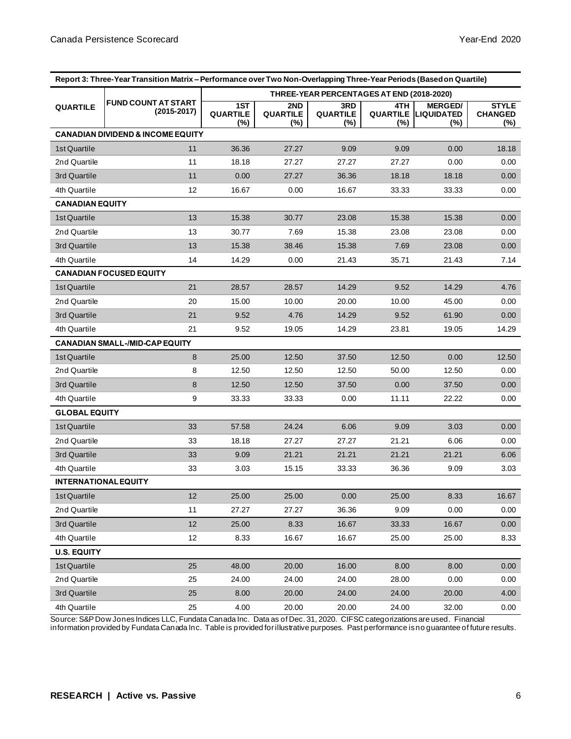**Report 3: Three-Year Transition Matrix – Performance over Two Non-Overlapping Three-Year Periods (Based on Quartile)**

| QUARTILE | FUND COUNT AT START (2015-2017) | THREE-YEAR PERCENTAGES AT END (2018-2020) | | | | | |
|---|---|---|---|---|---|---|---|
| | | 1ST QUARTILE (%) | 2ND QUARTILE (%) | 3RD QUARTILE (%) | 4TH QUARTILE (%) | MERGED/ LIQUIDATED (%) | STYLE CHANGED (%) |
| **CANADIAN DIVIDEND & INCOME EQUITY** | | | | | | | |
| 1st Quartile | 11 | 36.36 | 27.27 | 9.09 | 9.09 | 0.00 | 18.18 |
| 2nd Quartile | 11 | 18.18 | 27.27 | 27.27 | 27.27 | 0.00 | 0.00 |
| 3rd Quartile | 11 | 0.00 | 27.27 | 36.36 | 18.18 | 18.18 | 0.00 |
| 4th Quartile | 12 | 16.67 | 0.00 | 16.67 | 33.33 | 33.33 | 0.00 |
| **CANADIAN EQUITY** | | | | | | | |
| 1st Quartile | 13 | 15.38 | 30.77 | 23.08 | 15.38 | 15.38 | 0.00 |
| 2nd Quartile | 13 | 30.77 | 7.69 | 15.38 | 23.08 | 23.08 | 0.00 |
| 3rd Quartile | 13 | 15.38 | 38.46 | 15.38 | 7.69 | 23.08 | 0.00 |
| 4th Quartile | 14 | 14.29 | 0.00 | 21.43 | 35.71 | 21.43 | 7.14 |
| **CANADIAN FOCUSED EQUITY** | | | | | | | |
| 1st Quartile | 21 | 28.57 | 28.57 | 14.29 | 9.52 | 14.29 | 4.76 |
| 2nd Quartile | 20 | 15.00 | 10.00 | 20.00 | 10.00 | 45.00 | 0.00 |
| 3rd Quartile | 21 | 9.52 | 4.76 | 14.29 | 9.52 | 61.90 | 0.00 |
| 4th Quartile | 21 | 9.52 | 19.05 | 14.29 | 23.81 | 19.05 | 14.29 |
| **CANADIAN SMALL-/MID-CAP EQUITY** | | | | | | | |
| 1st Quartile | 8 | 25.00 | 12.50 | 37.50 | 12.50 | 0.00 | 12.50 |
| 2nd Quartile | 8 | 12.50 | 12.50 | 12.50 | 50.00 | 12.50 | 0.00 |
| 3rd Quartile | 8 | 12.50 | 12.50 | 37.50 | 0.00 | 37.50 | 0.00 |
| 4th Quartile | 9 | 33.33 | 33.33 | 0.00 | 11.11 | 22.22 | 0.00 |
| **GLOBAL EQUITY** | | | | | | | |
| 1st Quartile | 33 | 57.58 | 24.24 | 6.06 | 9.09 | 3.03 | 0.00 |
| 2nd Quartile | 33 | 18.18 | 27.27 | 27.27 | 21.21 | 6.06 | 0.00 |
| 3rd Quartile | 33 | 9.09 | 21.21 | 21.21 | 21.21 | 21.21 | 6.06 |
| 4th Quartile | 33 | 3.03 | 15.15 | 33.33 | 36.36 | 9.09 | 3.03 |
| **INTERNATIONAL EQUITY** | | | | | | | |
| 1st Quartile | 12 | 25.00 | 25.00 | 0.00 | 25.00 | 8.33 | 16.67 |
| 2nd Quartile | 11 | 27.27 | 27.27 | 36.36 | 9.09 | 0.00 | 0.00 |
| 3rd Quartile | 12 | 25.00 | 8.33 | 16.67 | 33.33 | 16.67 | 0.00 |
| 4th Quartile | 12 | 8.33 | 16.67 | 16.67 | 25.00 | 25.00 | 8.33 |
| **U.S. EQUITY** | | | | | | | |
| 1st Quartile | 25 | 48.00 | 20.00 | 16.00 | 8.00 | 8.00 | 0.00 |
| 2nd Quartile | 25 | 24.00 | 24.00 | 24.00 | 28.00 | 0.00 | 0.00 |
| 3rd Quartile | 25 | 8.00 | 20.00 | 24.00 | 24.00 | 20.00 | 4.00 |
| 4th Quartile | 25 | 4.00 | 20.00 | 20.00 | 24.00 | 32.00 | 0.00 |

Source: S&P Dow Jones Indices LLC, Fundata Canada Inc. Data as of Dec. 31, 2020. CIFSC categorizations are used. Financial information provided by Fundata Canada Inc. Table is provided for illustrative purposes. Past performance is no guarantee of future results.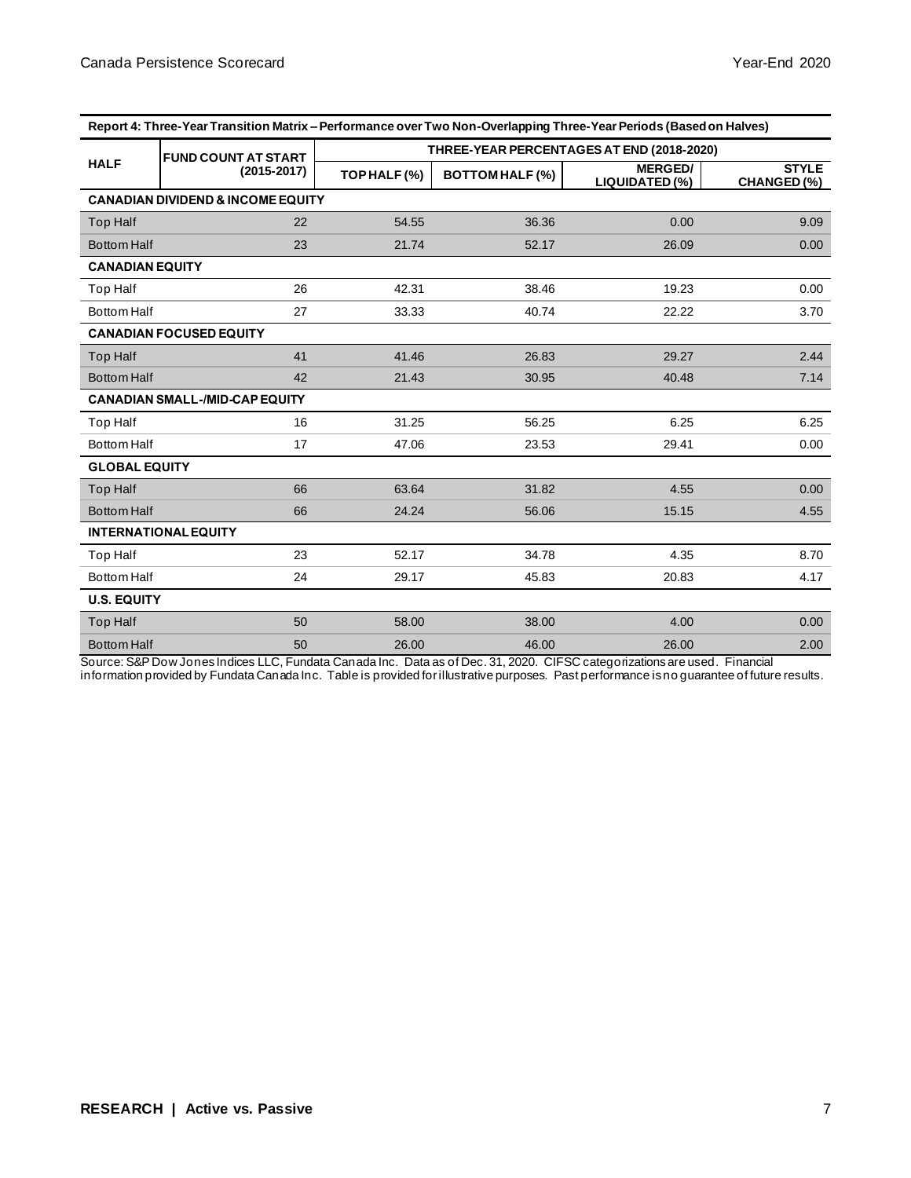| Report 4: Three-Year Transition Matrix – Performance over Two Non-Overlapping Three-Year Periods (Based on Halves) | | | | | |
|---|---|---|---|---|---|
| HALF | FUND COUNT AT START (2015-2017) | THREE-YEAR PERCENTAGES AT END (2018-2020) | | | |
| | | TOP HALF (%) | BOTTOM HALF (%) | MERGED/ LIQUIDATED (%) | STYLE CHANGED (%) |
| **CANADIAN DIVIDEND & INCOME EQUITY** | | | | | |
| Top Half | 22 | 54.55 | 36.36 | 0.00 | 9.09 |
| Bottom Half | 23 | 21.74 | 52.17 | 26.09 | 0.00 |
| **CANADIAN EQUITY** | | | | | |
| Top Half | 26 | 42.31 | 38.46 | 19.23 | 0.00 |
| Bottom Half | 27 | 33.33 | 40.74 | 22.22 | 3.70 |
| **CANADIAN FOCUSED EQUITY** | | | | | |
| Top Half | 41 | 41.46 | 26.83 | 29.27 | 2.44 |
| Bottom Half | 42 | 21.43 | 30.95 | 40.48 | 7.14 |
| **CANADIAN SMALL-/MID-CAP EQUITY** | | | | | |
| Top Half | 16 | 31.25 | 56.25 | 6.25 | 6.25 |
| Bottom Half | 17 | 47.06 | 23.53 | 29.41 | 0.00 |
| **GLOBAL EQUITY** | | | | | |
| Top Half | 66 | 63.64 | 31.82 | 4.55 | 0.00 |
| Bottom Half | 66 | 24.24 | 56.06 | 15.15 | 4.55 |
| **INTERNATIONAL EQUITY** | | | | | |
| Top Half | 23 | 52.17 | 34.78 | 4.35 | 8.70 |
| Bottom Half | 24 | 29.17 | 45.83 | 20.83 | 4.17 |
| **U.S. EQUITY** | | | | | |
| Top Half | 50 | 58.00 | 38.00 | 4.00 | 0.00 |
| Bottom Half | 50 | 26.00 | 46.00 | 26.00 | 2.00 |

Source: S&P Dow Jones Indices LLC, Fundata Canada Inc. Data as of Dec. 31, 2020. CIFSC categorizations are used. Financial information provided by Fundata Canada Inc. Table is provided for illustrative purposes. Past performance is no guarantee of future results.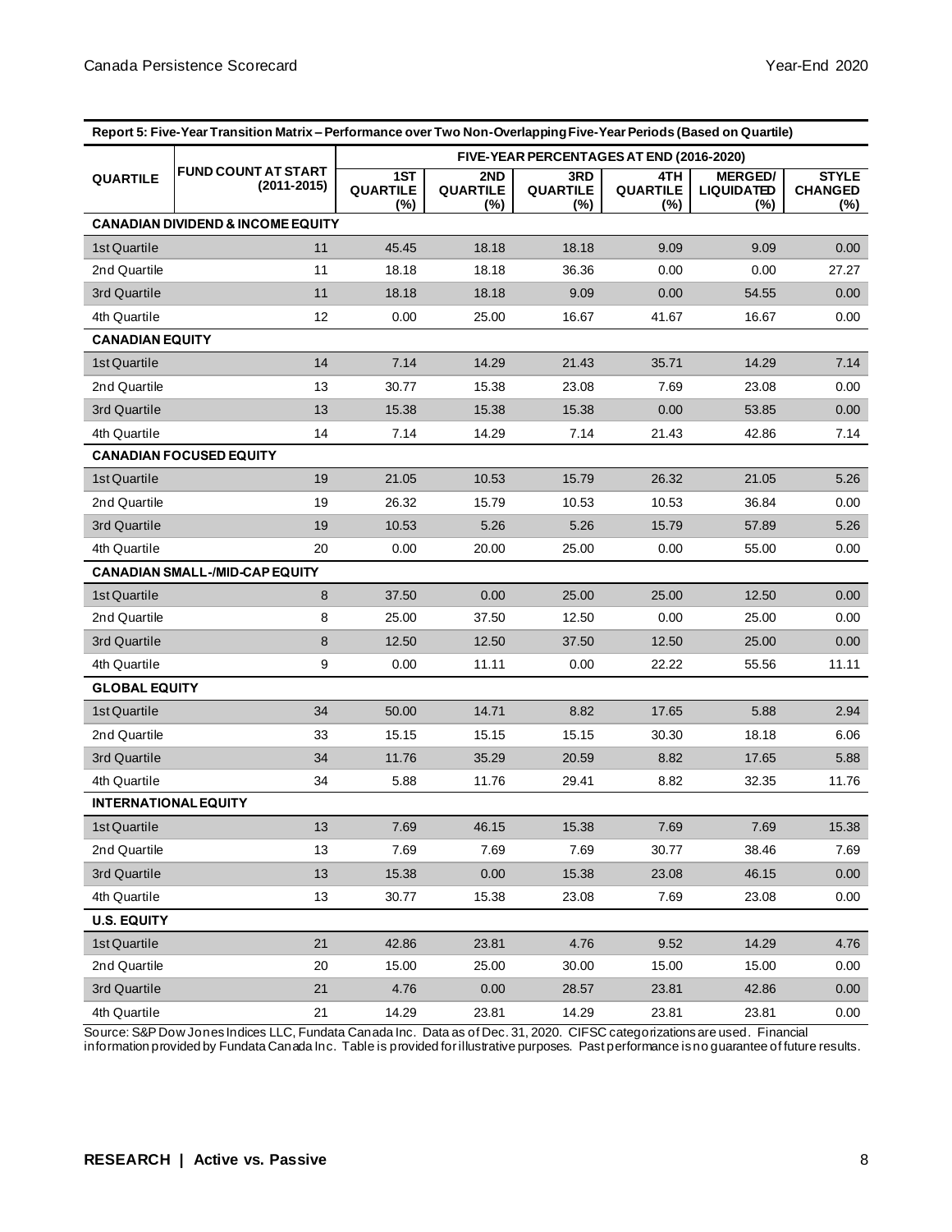| Report 5: Five-Year Transition Matrix – Performance over Two Non-Overlapping Five-Year Periods (Based on Quartile) | | | | | | | |
|---|---|---|---|---|---|---|---|
| QUARTILE | FUND COUNT AT START (2011-2015) | FIVE-YEAR PERCENTAGES AT END (2016-2020) | | | | | |
| | | 1ST QUARTILE (%) | 2ND QUARTILE (%) | 3RD QUARTILE (%) | 4TH QUARTILE (%) | MERGED/ LIQUIDATED (%) | STYLE CHANGED (%) |
| **CANADIAN DIVIDEND & INCOME EQUITY** | | | | | | | |
| 1st Quartile | 11 | 45.45 | 18.18 | 18.18 | 9.09 | 9.09 | 0.00 |
| 2nd Quartile | 11 | 18.18 | 18.18 | 36.36 | 0.00 | 0.00 | 27.27 |
| 3rd Quartile | 11 | 18.18 | 18.18 | 9.09 | 0.00 | 54.55 | 0.00 |
| 4th Quartile | 12 | 0.00 | 25.00 | 16.67 | 41.67 | 16.67 | 0.00 |
| **CANADIAN EQUITY** | | | | | | | |
| 1st Quartile | 14 | 7.14 | 14.29 | 21.43 | 35.71 | 14.29 | 7.14 |
| 2nd Quartile | 13 | 30.77 | 15.38 | 23.08 | 7.69 | 23.08 | 0.00 |
| 3rd Quartile | 13 | 15.38 | 15.38 | 15.38 | 0.00 | 53.85 | 0.00 |
| 4th Quartile | 14 | 7.14 | 14.29 | 7.14 | 21.43 | 42.86 | 7.14 |
| **CANADIAN FOCUSED EQUITY** | | | | | | | |
| 1st Quartile | 19 | 21.05 | 10.53 | 15.79 | 26.32 | 21.05 | 5.26 |
| 2nd Quartile | 19 | 26.32 | 15.79 | 10.53 | 10.53 | 36.84 | 0.00 |
| 3rd Quartile | 19 | 10.53 | 5.26 | 5.26 | 15.79 | 57.89 | 5.26 |
| 4th Quartile | 20 | 0.00 | 20.00 | 25.00 | 0.00 | 55.00 | 0.00 |
| **CANADIAN SMALL-/MID-CAP EQUITY** | | | | | | | |
| 1st Quartile | 8 | 37.50 | 0.00 | 25.00 | 25.00 | 12.50 | 0.00 |
| 2nd Quartile | 8 | 25.00 | 37.50 | 12.50 | 0.00 | 25.00 | 0.00 |
| 3rd Quartile | 8 | 12.50 | 12.50 | 37.50 | 12.50 | 25.00 | 0.00 |
| 4th Quartile | 9 | 0.00 | 11.11 | 0.00 | 22.22 | 55.56 | 11.11 |
| **GLOBAL EQUITY** | | | | | | | |
| 1st Quartile | 34 | 50.00 | 14.71 | 8.82 | 17.65 | 5.88 | 2.94 |
| 2nd Quartile | 33 | 15.15 | 15.15 | 15.15 | 30.30 | 18.18 | 6.06 |
| 3rd Quartile | 34 | 11.76 | 35.29 | 20.59 | 8.82 | 17.65 | 5.88 |
| 4th Quartile | 34 | 5.88 | 11.76 | 29.41 | 8.82 | 32.35 | 11.76 |
| **INTERNATIONAL EQUITY** | | | | | | | |
| 1st Quartile | 13 | 7.69 | 46.15 | 15.38 | 7.69 | 7.69 | 15.38 |
| 2nd Quartile | 13 | 7.69 | 7.69 | 7.69 | 30.77 | 38.46 | 7.69 |
| 3rd Quartile | 13 | 15.38 | 0.00 | 15.38 | 23.08 | 46.15 | 0.00 |
| 4th Quartile | 13 | 30.77 | 15.38 | 23.08 | 7.69 | 23.08 | 0.00 |
| **U.S. EQUITY** | | | | | | | |
| 1st Quartile | 21 | 42.86 | 23.81 | 4.76 | 9.52 | 14.29 | 4.76 |
| 2nd Quartile | 20 | 15.00 | 25.00 | 30.00 | 15.00 | 15.00 | 0.00 |
| 3rd Quartile | 21 | 4.76 | 0.00 | 28.57 | 23.81 | 42.86 | 0.00 |
| 4th Quartile | 21 | 14.29 | 23.81 | 14.29 | 23.81 | 23.81 | 0.00 |

Source: S&P Dow Jones Indices LLC, Fundata Canada Inc. Data as of Dec. 31, 2020. CIFSC categorizations are used. Financial information provided by Fundata Canada Inc. Table is provided for illustrative purposes. Past performance is no guarantee of future results.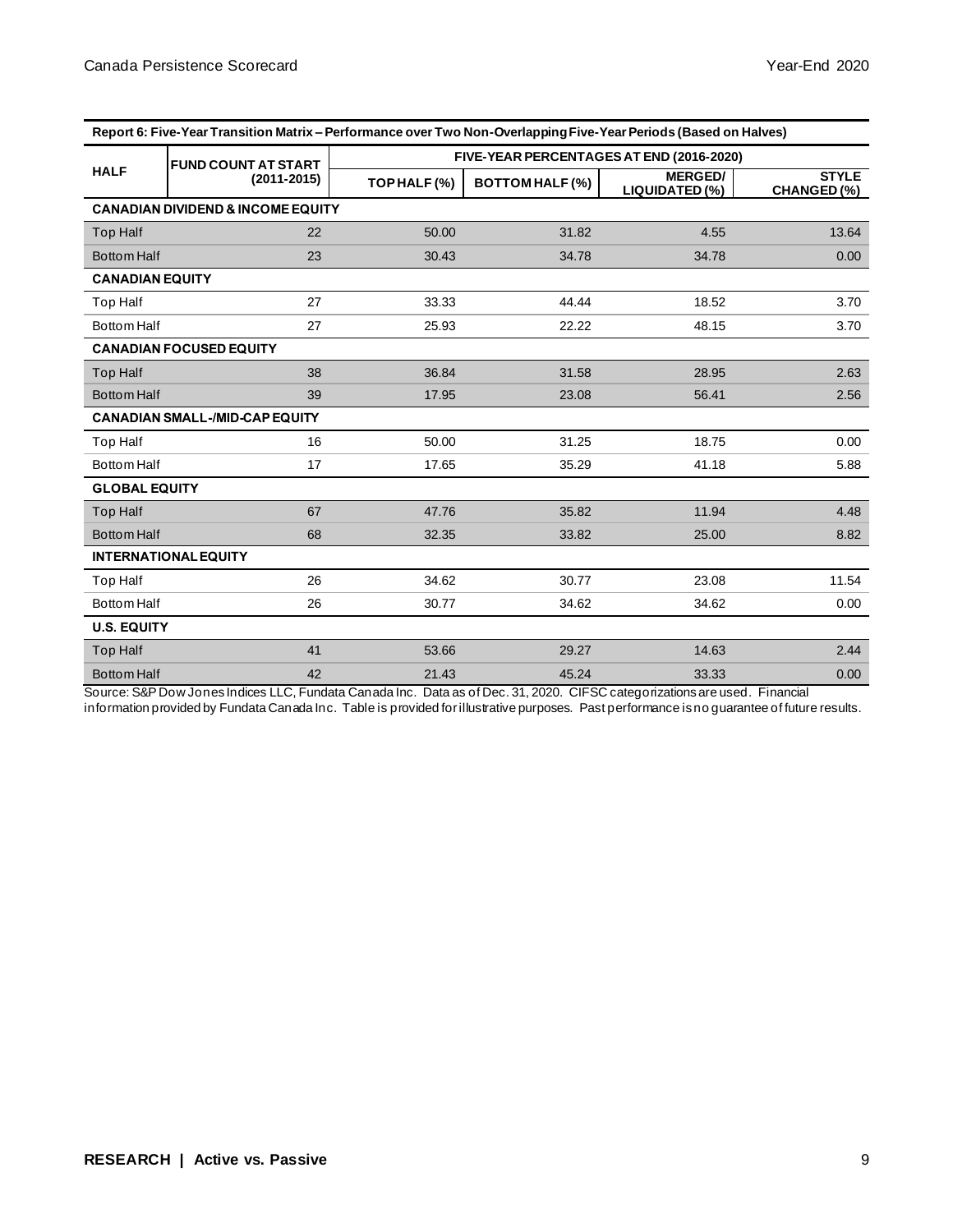**Report 6: Five-Year Transition Matrix – Performance over Two Non-Overlapping Five-Year Periods (Based on Halves)**

| HALF | FUND COUNT AT START (2011-2015) | FIVE-YEAR PERCENTAGES AT END (2016-2020) | | | |
|---|---|---|---|---|---|
| | | TOP HALF (%) | BOTTOM HALF (%) | MERGED/ LIQUIDATED (%) | STYLE CHANGED (%) |
| **CANADIAN DIVIDEND & INCOME EQUITY** | | | | | |
| Top Half | 22 | 50.00 | 31.82 | 4.55 | 13.64 |
| Bottom Half | 23 | 30.43 | 34.78 | 34.78 | 0.00 |
| **CANADIAN EQUITY** | | | | | |
| Top Half | 27 | 33.33 | 44.44 | 18.52 | 3.70 |
| Bottom Half | 27 | 25.93 | 22.22 | 48.15 | 3.70 |
| **CANADIAN FOCUSED EQUITY** | | | | | |
| Top Half | 38 | 36.84 | 31.58 | 28.95 | 2.63 |
| Bottom Half | 39 | 17.95 | 23.08 | 56.41 | 2.56 |
| **CANADIAN SMALL-/MID-CAP EQUITY** | | | | | |
| Top Half | 16 | 50.00 | 31.25 | 18.75 | 0.00 |
| Bottom Half | 17 | 17.65 | 35.29 | 41.18 | 5.88 |
| **GLOBAL EQUITY** | | | | | |
| Top Half | 67 | 47.76 | 35.82 | 11.94 | 4.48 |
| Bottom Half | 68 | 32.35 | 33.82 | 25.00 | 8.82 |
| **INTERNATIONAL EQUITY** | | | | | |
| Top Half | 26 | 34.62 | 30.77 | 23.08 | 11.54 |
| Bottom Half | 26 | 30.77 | 34.62 | 34.62 | 0.00 |
| **U.S. EQUITY** | | | | | |
| Top Half | 41 | 53.66 | 29.27 | 14.63 | 2.44 |
| Bottom Half | 42 | 21.43 | 45.24 | 33.33 | 0.00 |

Source: S&P Dow Jones Indices LLC, Fundata Canada Inc. Data as of Dec. 31, 2020. CIFSC categorizations are used. Financial information provided by Fundata Canada Inc. Table is provided for illustrative purposes. Past performance is no guarantee of future results.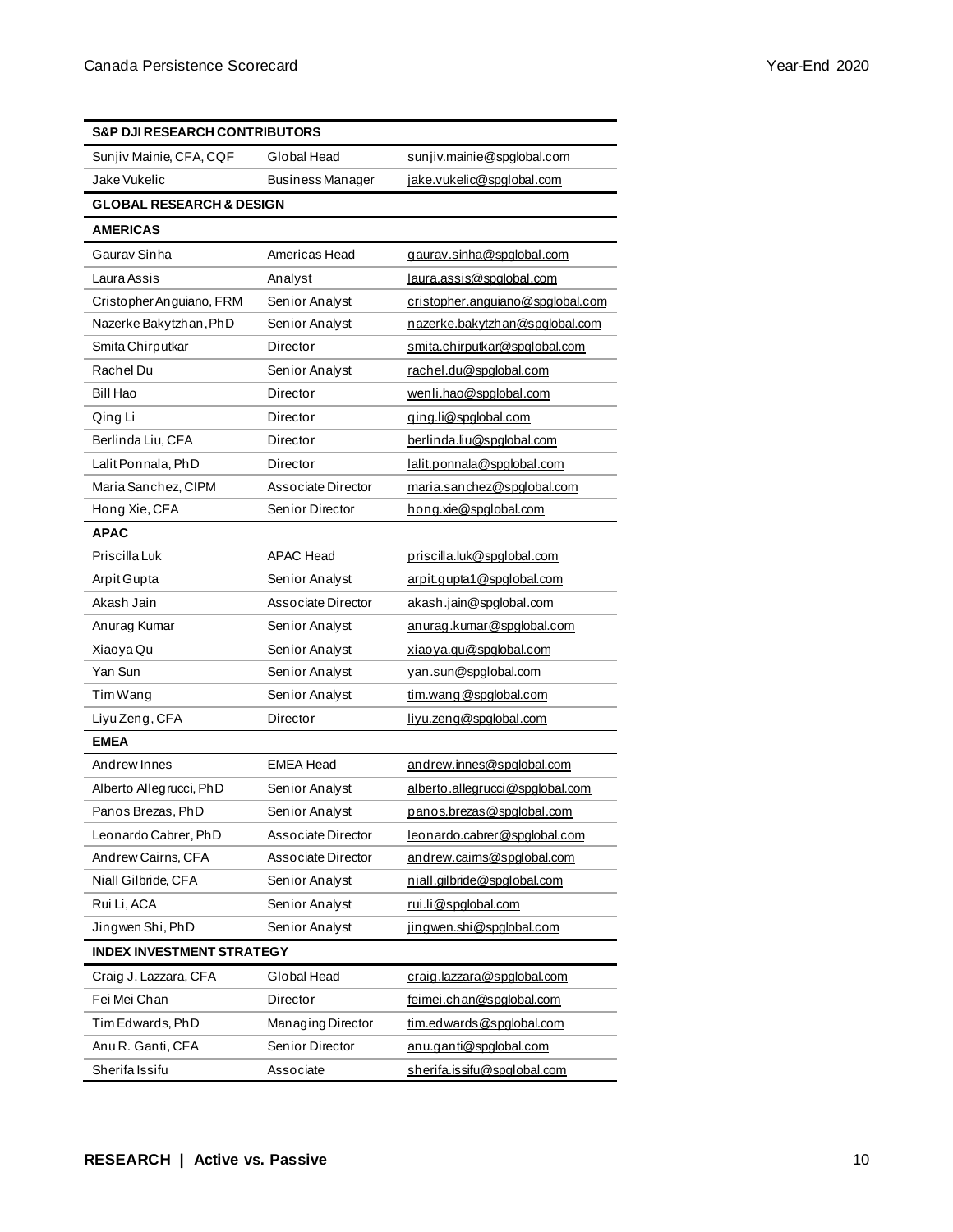| S&P DJI RESEARCH CONTRIBUTORS | | |
|---|---|---|
| Sunjiv Mainie, CFA, CQF | Global Head | sunjiv.mainie@spglobal.com |
| Jake Vukelic | Business Manager | jake.vukelic@spglobal.com |
| **GLOBAL RESEARCH & DESIGN** | | |
| **AMERICAS** | | |
| Gaurav Sinha | Americas Head | gaurav.sinha@spglobal.com |
| Laura Assis | Analyst | laura.assis@spglobal.com |
| Cristopher Anguiano, FRM | Senior Analyst | cristopher.anguiano@spglobal.com |
| Nazerke Bakytzhan, PhD | Senior Analyst | nazerke.bakytzhan@spglobal.com |
| Smita Chirputkar | Director | smita.chirputkar@spglobal.com |
| Rachel Du | Senior Analyst | rachel.du@spglobal.com |
| Bill Hao | Director | wenli.hao@spglobal.com |
| Qing Li | Director | qing.li@spglobal.com |
| Berlinda Liu, CFA | Director | berlinda.liu@spglobal.com |
| Lalit Ponnala, PhD | Director | lalit.ponnala@spglobal.com |
| Maria Sanchez, CIPM | Associate Director | maria.sanchez@spglobal.com |
| Hong Xie, CFA | Senior Director | hong.xie@spglobal.com |
| **APAC** | | |
| Priscilla Luk | APAC Head | priscilla.luk@spglobal.com |
| Arpit Gupta | Senior Analyst | arpit.gupta1@spglobal.com |
| Akash Jain | Associate Director | akash.jain@spglobal.com |
| Anurag Kumar | Senior Analyst | anurag.kumar@spglobal.com |
| Xiaoya Qu | Senior Analyst | xiaoya.qu@spglobal.com |
| Yan Sun | Senior Analyst | yan.sun@spglobal.com |
| Tim Wang | Senior Analyst | tim.wang@spglobal.com |
| Liyu Zeng, CFA | Director | liyu.zeng@spglobal.com |
| **EMEA** | | |
| Andrew Innes | EMEA Head | andrew.innes@spglobal.com |
| Alberto Allegrucci, PhD | Senior Analyst | alberto.allegrucci@spglobal.com |
| Panos Brezas, PhD | Senior Analyst | panos.brezas@spglobal.com |
| Leonardo Cabrer, PhD | Associate Director | leonardo.cabrer@spglobal.com |
| Andrew Cairns, CFA | Associate Director | andrew.cairns@spglobal.com |
| Niall Gilbride, CFA | Senior Analyst | niall.gilbride@spglobal.com |
| Rui Li, ACA | Senior Analyst | rui.li@spglobal.com |
| Jingwen Shi, PhD | Senior Analyst | jingwen.shi@spglobal.com |
| **INDEX INVESTMENT STRATEGY** | | |
| Craig J. Lazzara, CFA | Global Head | craig.lazzara@spglobal.com |
| Fei Mei Chan | Director | feimei.chan@spglobal.com |
| Tim Edwards, PhD | Managing Director | tim.edwards@spglobal.com |
| Anu R. Ganti, CFA | Senior Director | anu.ganti@spglobal.com |
| Sherifa Issifu | Associate | sherifa.issifu@spglobal.com |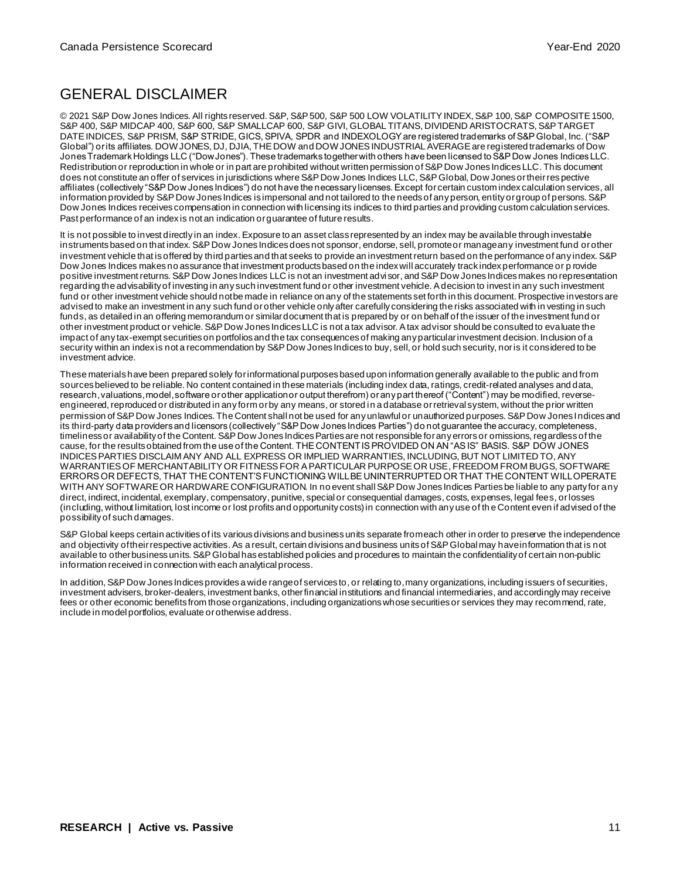# GENERAL DISCLAIMER

© 2021 S&P Dow Jones Indices. All rights reserved. S&P, S&P 500, S&P 500 LOW VOLATILITY INDEX, S&P 100, S&P COMPOSITE 1500, S&P 400, S&P MIDCAP 400, S&P 600, S&P SMALLCAP 600, S&P GIVI, GLOBAL TITANS, DIVIDEND ARISTOCRATS, S&P TARGET DATE INDICES, S&P PRISM, S&P STRIDE, GICS, SPIVA, SPDR and INDEXOLOGY are registered trademarks of S&P Global, Inc. ("S&P Global") or its affiliates. DOW JONES, DJ, DJIA, THE DOW and DOW JONES INDUSTRIAL AVERAGE are registered trademarks of Dow Jones Trademark Holdings LLC ("Dow Jones"). These trademarks together with others have been licensed to S&P Dow Jones Indices LLC. Redistribution or reproduction in whole or in part are prohibited without written permission of S&P Dow Jones Indices LLC. This document does not constitute an offer of services in jurisdictions where S&P Dow Jones Indices LLC, S&P Global, Dow Jones or their respective affiliates (collectively "S&P Dow Jones Indices") do not have the necessary licenses. Except for certain custom index calculation services, all information provided by S&P Dow Jones Indices is impersonal and not tailored to the needs of any person, entity or group of persons. S&P Dow Jones Indices receives compensation in connection with licensing its indices to third parties and providing custom calculation services. Past performance of an index is not an indication or guarantee of future results.

It is not possible to invest directly in an index. Exposure to an asset class represented by an index may be available through investable instruments based on that index. S&P Dow Jones Indices does not sponsor, endorse, sell, promote or manage any investment fund or other investment vehicle that is offered by third parties and that seeks to provide an investment return based on the performance of any index. S&P Dow Jones Indices makes no assurance that investment products based on the index will accurately track index performance or provide positive investment returns. S&P Dow Jones Indices LLC is not an investment advisor, and S&P Dow Jones Indices makes no representation regarding the advisability of investing in any such investment fund or other investment vehicle. A decision to invest in any such investment fund or other investment vehicle should not be made in reliance on any of the statements set forth in this document. Prospective investors are advised to make an investment in any such fund or other vehicle only after carefully considering the risks associated with investing in such funds, as detailed in an offering memorandum or similar document that is prepared by or on behalf of the issuer of the investment fund or other investment product or vehicle. S&P Dow Jones Indices LLC is not a tax advisor. A tax advisor should be consulted to evaluate the impact of any tax-exempt securities on portfolios and the tax consequences of making any particular investment decision. Inclusion of a security within an index is not a recommendation by S&P Dow Jones Indices to buy, sell, or hold such security, nor is it considered to be investment advice.

These materials have been prepared solely for informational purposes based upon information generally available to the public and from sources believed to be reliable. No content contained in these materials (including index data, ratings, credit-related analyses and data, research, valuations, model, software or other application or output therefrom) or any part thereof ("Content") may be modified, reverse-engineered, reproduced or distributed in any form or by any means, or stored in a database or retrieval system, without the prior written permission of S&P Dow Jones Indices. The Content shall not be used for any unlawful or unauthorized purposes. S&P Dow Jones Indices and its third-party data providers and licensors (collectively "S&P Dow Jones Indices Parties") do not guarantee the accuracy, completeness, timeliness or availability of the Content. S&P Dow Jones Indices Parties are not responsible for any errors or omissions, regardless of the cause, for the results obtained from the use of the Content. THE CONTENT IS PROVIDED ON AN "AS IS" BASIS. S&P DOW JONES INDICES PARTIES DISCLAIM ANY AND ALL EXPRESS OR IMPLIED WARRANTIES, INCLUDING, BUT NOT LIMITED TO, ANY WARRANTIES OF MERCHANTABILITY OR FITNESS FOR A PARTICULAR PURPOSE OR USE, FREEDOM FROM BUGS, SOFTWARE ERRORS OR DEFECTS, THAT THE CONTENT'S FUNCTIONING WILL BE UNINTERRUPTED OR THAT THE CONTENT WILL OPERATE WITH ANY SOFTWARE OR HARDWARE CONFIGURATION. In no event shall S&P Dow Jones Indices Parties be liable to any party for any direct, indirect, incidental, exemplary, compensatory, punitive, special or consequential damages, costs, expenses, legal fees, or losses (including, without limitation, lost income or lost profits and opportunity costs) in connection with any use of the Content even if advised of the possibility of such damages.

S&P Global keeps certain activities of its various divisions and business units separate from each other in order to preserve the independence and objectivity of their respective activities. As a result, certain divisions and business units of S&P Global may have information that is not available to other business units. S&P Global has established policies and procedures to maintain the confidentiality of certain non-public information received in connection with each analytical process.

In addition, S&P Dow Jones Indices provides a wide range of services to, or relating to, many organizations, including issuers of securities, investment advisers, broker-dealers, investment banks, other financial institutions and financial intermediaries, and accordingly may receive fees or other economic benefits from those organizations, including organizations whose securities or services they may recommend, rate, include in model portfolios, evaluate or otherwise address.